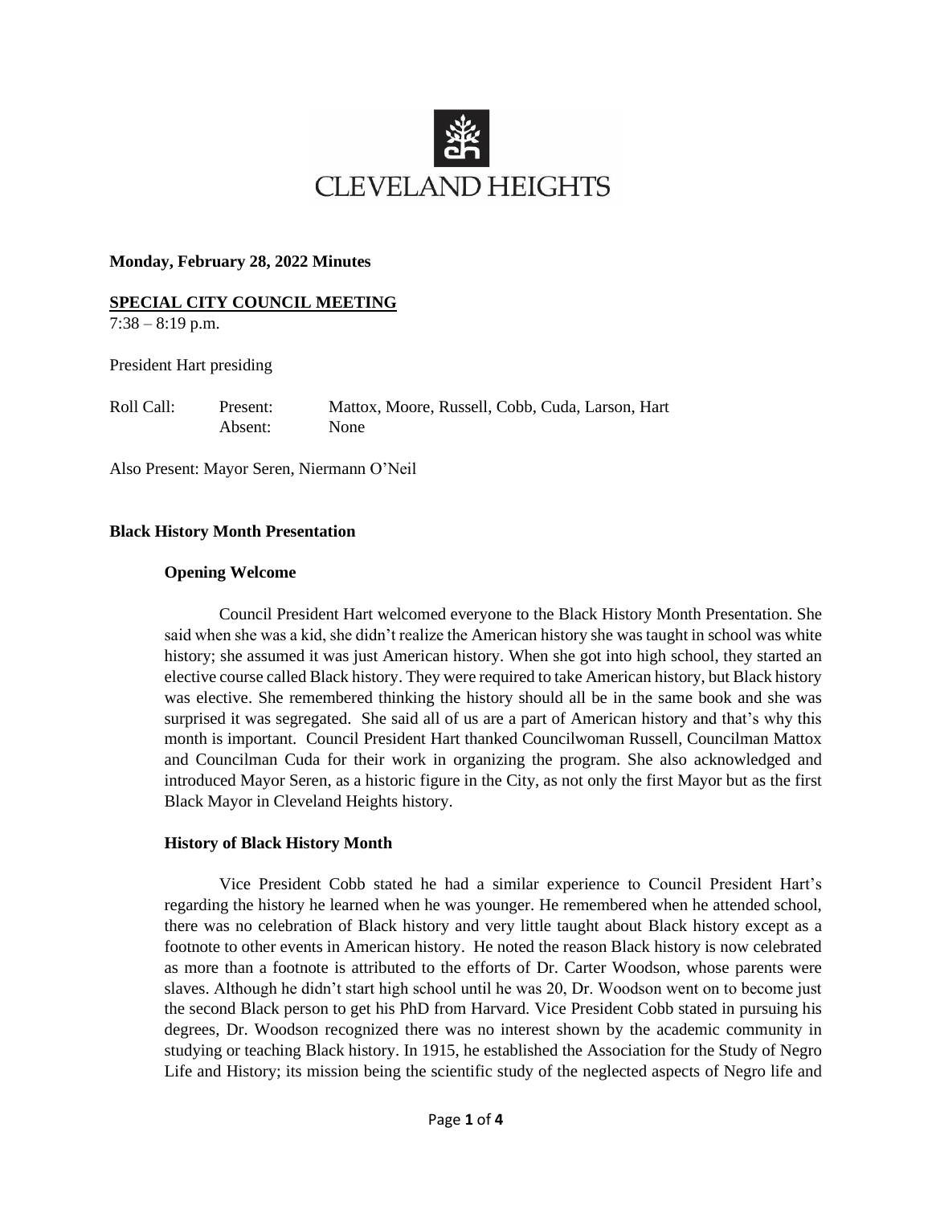CLEVELAND HEIGHTS

**Monday, February 28, 2022 Minutes**

**SPECIAL CITY COUNCIL MEETING**

7:38 – 8:19 p.m.

President Hart presiding

| Roll Call: | Present: | Mattox, Moore, Russell, Cobb, Cuda, Larson, Hart |
|---|---|---|
| | Absent: | None |

Also Present: Mayor Seren, Niermann O'Neil

## Black History Month Presentation

### Opening Welcome

Council President Hart welcomed everyone to the Black History Month Presentation. She said when she was a kid, she didn't realize the American history she was taught in school was white history; she assumed it was just American history. When she got into high school, they started an elective course called Black history. They were required to take American history, but Black history was elective. She remembered thinking the history should all be in the same book and she was surprised it was segregated. She said all of us are a part of American history and that's why this month is important. Council President Hart thanked Councilwoman Russell, Councilman Mattox and Councilman Cuda for their work in organizing the program. She also acknowledged and introduced Mayor Seren, as a historic figure in the City, as not only the first Mayor but as the first Black Mayor in Cleveland Heights history.

### History of Black History Month

Vice President Cobb stated he had a similar experience to Council President Hart's regarding the history he learned when he was younger. He remembered when he attended school, there was no celebration of Black history and very little taught about Black history except as a footnote to other events in American history. He noted the reason Black history is now celebrated as more than a footnote is attributed to the efforts of Dr. Carter Woodson, whose parents were slaves. Although he didn't start high school until he was 20, Dr. Woodson went on to become just the second Black person to get his PhD from Harvard. Vice President Cobb stated in pursuing his degrees, Dr. Woodson recognized there was no interest shown by the academic community in studying or teaching Black history. In 1915, he established the Association for the Study of Negro Life and History; its mission being the scientific study of the neglected aspects of Negro life and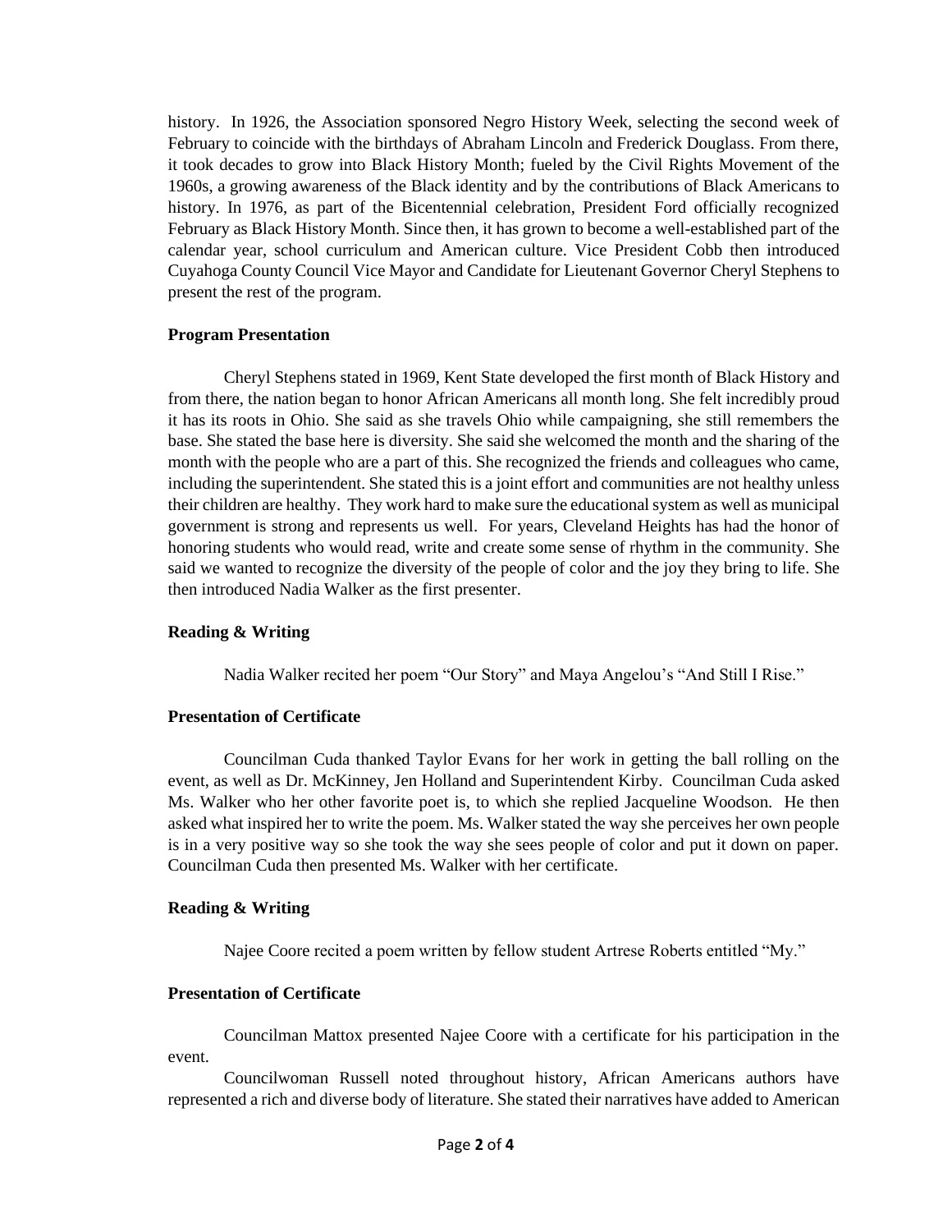history. In 1926, the Association sponsored Negro History Week, selecting the second week of February to coincide with the birthdays of Abraham Lincoln and Frederick Douglass. From there, it took decades to grow into Black History Month; fueled by the Civil Rights Movement of the 1960s, a growing awareness of the Black identity and by the contributions of Black Americans to history. In 1976, as part of the Bicentennial celebration, President Ford officially recognized February as Black History Month. Since then, it has grown to become a well-established part of the calendar year, school curriculum and American culture. Vice President Cobb then introduced Cuyahoga County Council Vice Mayor and Candidate for Lieutenant Governor Cheryl Stephens to present the rest of the program.

**Program Presentation**

Cheryl Stephens stated in 1969, Kent State developed the first month of Black History and from there, the nation began to honor African Americans all month long. She felt incredibly proud it has its roots in Ohio. She said as she travels Ohio while campaigning, she still remembers the base. She stated the base here is diversity. She said she welcomed the month and the sharing of the month with the people who are a part of this. She recognized the friends and colleagues who came, including the superintendent. She stated this is a joint effort and communities are not healthy unless their children are healthy. They work hard to make sure the educational system as well as municipal government is strong and represents us well. For years, Cleveland Heights has had the honor of honoring students who would read, write and create some sense of rhythm in the community. She said we wanted to recognize the diversity of the people of color and the joy they bring to life. She then introduced Nadia Walker as the first presenter.

**Reading & Writing**

Nadia Walker recited her poem "Our Story" and Maya Angelou's "And Still I Rise."

**Presentation of Certificate**

Councilman Cuda thanked Taylor Evans for her work in getting the ball rolling on the event, as well as Dr. McKinney, Jen Holland and Superintendent Kirby. Councilman Cuda asked Ms. Walker who her other favorite poet is, to which she replied Jacqueline Woodson. He then asked what inspired her to write the poem. Ms. Walker stated the way she perceives her own people is in a very positive way so she took the way she sees people of color and put it down on paper. Councilman Cuda then presented Ms. Walker with her certificate.

**Reading & Writing**

Najee Coore recited a poem written by fellow student Artrese Roberts entitled "My."

**Presentation of Certificate**

Councilman Mattox presented Najee Coore with a certificate for his participation in the event.

Councilwoman Russell noted throughout history, African Americans authors have represented a rich and diverse body of literature. She stated their narratives have added to American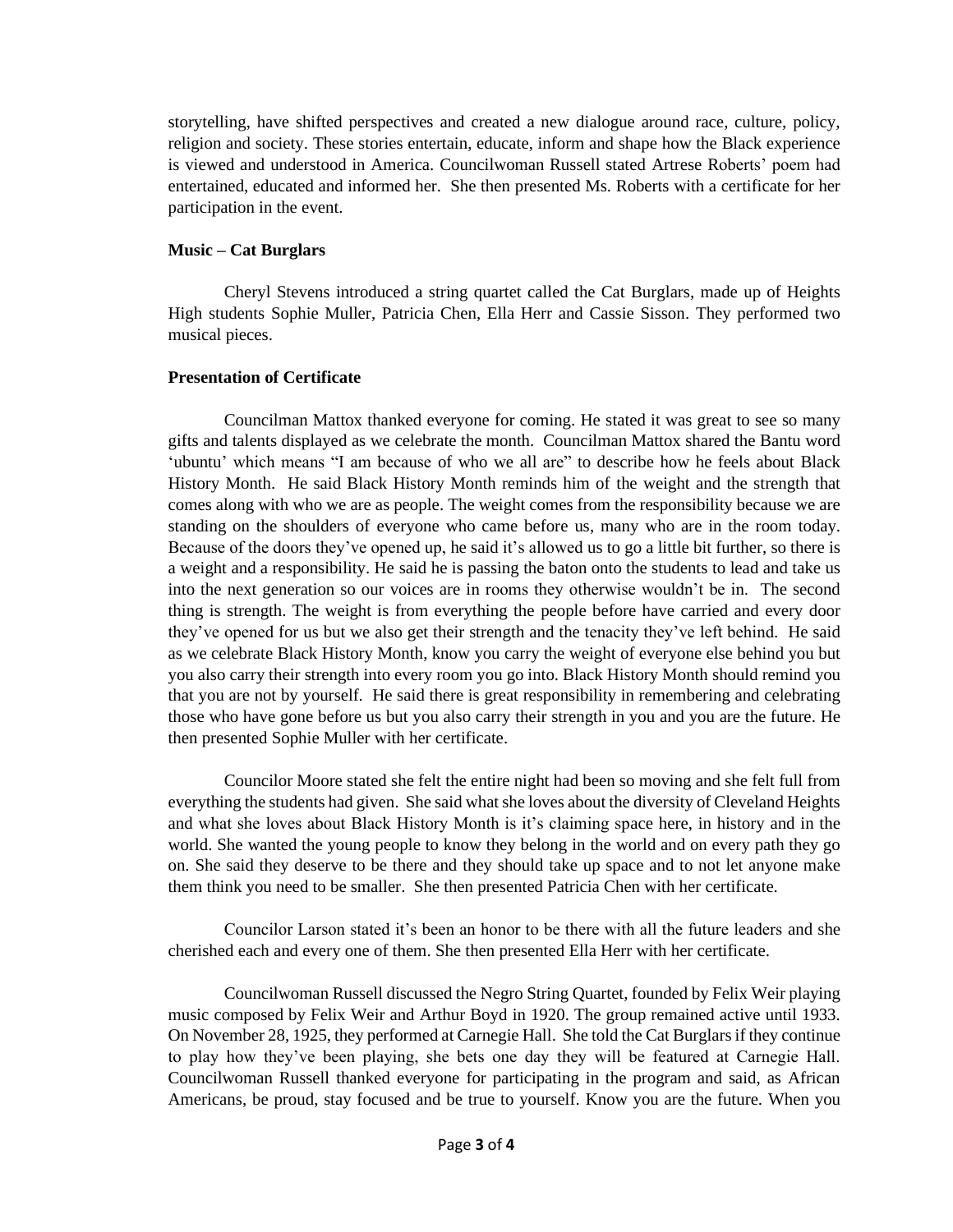storytelling, have shifted perspectives and created a new dialogue around race, culture, policy, religion and society. These stories entertain, educate, inform and shape how the Black experience is viewed and understood in America. Councilwoman Russell stated Artrese Roberts' poem had entertained, educated and informed her. She then presented Ms. Roberts with a certificate for her participation in the event.

**Music – Cat Burglars**

Cheryl Stevens introduced a string quartet called the Cat Burglars, made up of Heights High students Sophie Muller, Patricia Chen, Ella Herr and Cassie Sisson. They performed two musical pieces.

**Presentation of Certificate**

Councilman Mattox thanked everyone for coming. He stated it was great to see so many gifts and talents displayed as we celebrate the month. Councilman Mattox shared the Bantu word 'ubuntu' which means "I am because of who we all are" to describe how he feels about Black History Month. He said Black History Month reminds him of the weight and the strength that comes along with who we are as people. The weight comes from the responsibility because we are standing on the shoulders of everyone who came before us, many who are in the room today. Because of the doors they've opened up, he said it's allowed us to go a little bit further, so there is a weight and a responsibility. He said he is passing the baton onto the students to lead and take us into the next generation so our voices are in rooms they otherwise wouldn't be in. The second thing is strength. The weight is from everything the people before have carried and every door they've opened for us but we also get their strength and the tenacity they've left behind. He said as we celebrate Black History Month, know you carry the weight of everyone else behind you but you also carry their strength into every room you go into. Black History Month should remind you that you are not by yourself. He said there is great responsibility in remembering and celebrating those who have gone before us but you also carry their strength in you and you are the future. He then presented Sophie Muller with her certificate.

Councilor Moore stated she felt the entire night had been so moving and she felt full from everything the students had given. She said what she loves about the diversity of Cleveland Heights and what she loves about Black History Month is it's claiming space here, in history and in the world. She wanted the young people to know they belong in the world and on every path they go on. She said they deserve to be there and they should take up space and to not let anyone make them think you need to be smaller. She then presented Patricia Chen with her certificate.

Councilor Larson stated it's been an honor to be there with all the future leaders and she cherished each and every one of them. She then presented Ella Herr with her certificate.

Councilwoman Russell discussed the Negro String Quartet, founded by Felix Weir playing music composed by Felix Weir and Arthur Boyd in 1920. The group remained active until 1933. On November 28, 1925, they performed at Carnegie Hall. She told the Cat Burglars if they continue to play how they've been playing, she bets one day they will be featured at Carnegie Hall. Councilwoman Russell thanked everyone for participating in the program and said, as African Americans, be proud, stay focused and be true to yourself. Know you are the future. When you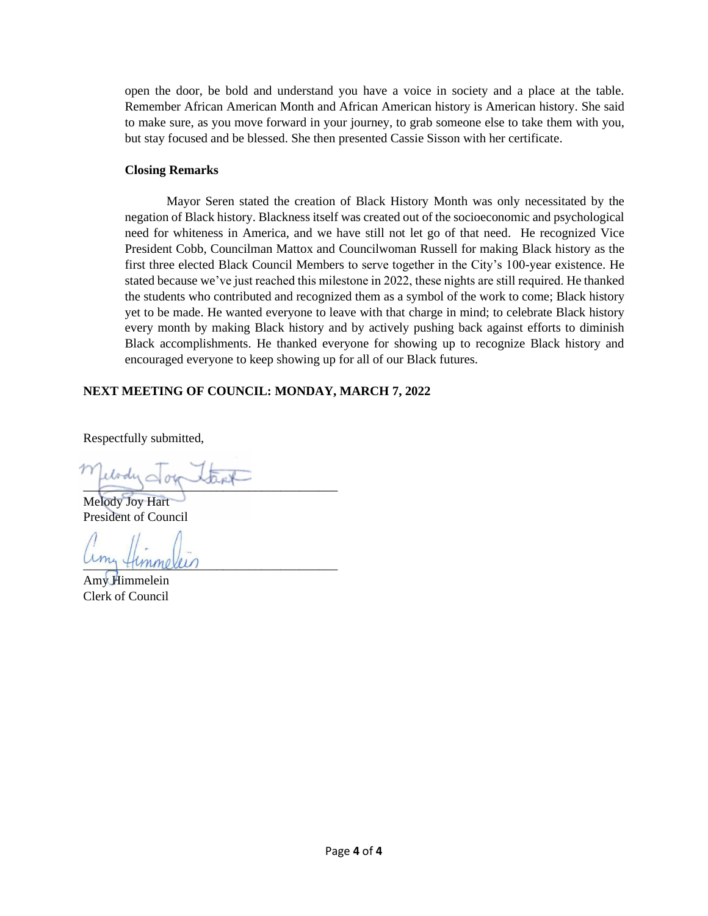open the door, be bold and understand you have a voice in society and a place at the table. Remember African American Month and African American history is American history. She said to make sure, as you move forward in your journey, to grab someone else to take them with you, but stay focused and be blessed. She then presented Cassie Sisson with her certificate.

**Closing Remarks**

Mayor Seren stated the creation of Black History Month was only necessitated by the negation of Black history. Blackness itself was created out of the socioeconomic and psychological need for whiteness in America, and we have still not let go of that need. He recognized Vice President Cobb, Councilman Mattox and Councilwoman Russell for making Black history as the first three elected Black Council Members to serve together in the City's 100-year existence. He stated because we've just reached this milestone in 2022, these nights are still required. He thanked the students who contributed and recognized them as a symbol of the work to come; Black history yet to be made. He wanted everyone to leave with that charge in mind; to celebrate Black history every month by making Black history and by actively pushing back against efforts to diminish Black accomplishments. He thanked everyone for showing up to recognize Black history and encouraged everyone to keep showing up for all of our Black futures.

**NEXT MEETING OF COUNCIL: MONDAY, MARCH 7, 2022**

Respectfully submitted,

Melody Joy Hart
President of Council

Amy Himmelein
Clerk of Council